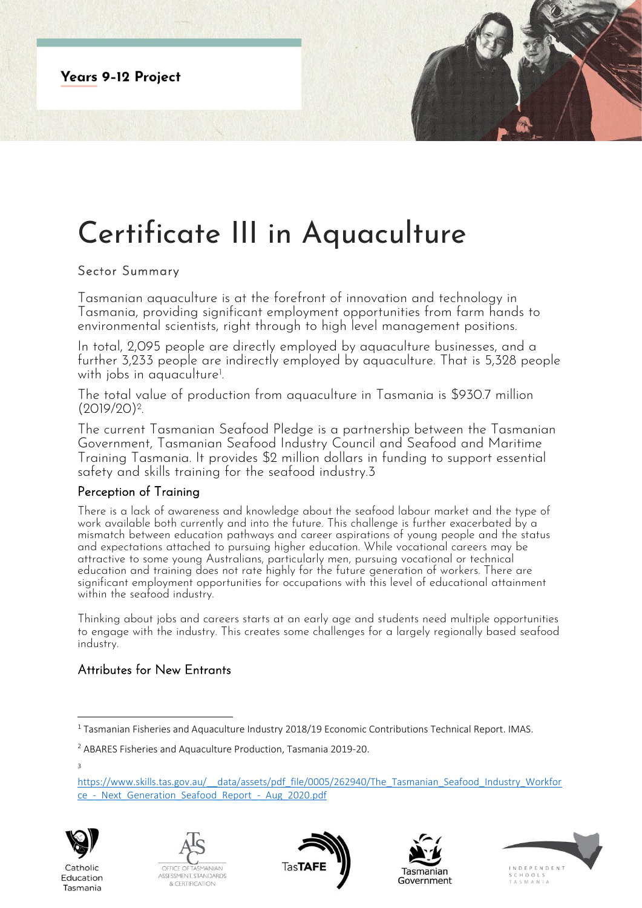**Years 9-12 Project**

# Certificate III in Aquaculture

## Sector Summary

Tasmanian aquaculture is at the forefront of innovation and technology in Tasmania, providing significant employment opportunities from farm hands to environmental scientists, right through to high level management positions.

In total, 2,095 people are directly employed by aquaculture businesses, and a further 3,233 people are indirectly employed by aquaculture. That is 5,328 people with jobs in aquaculture[1].

The total value of production from aquaculture in Tasmania is $930.7 million (2019/20)[2].

The current Tasmanian Seafood Pledge is a partnership between the Tasmanian Government, Tasmanian Seafood Industry Council and Seafood and Maritime Training Tasmania. It provides $2 million dollars in funding to support essential safety and skills training for the seafood industry.3

## Perception of Training

There is a lack of awareness and knowledge about the seafood labour market and the type of work available both currently and into the future. This challenge is further exacerbated by a mismatch between education pathways and career aspirations of young people and the status and expectations attached to pursuing higher education. While vocational careers may be attractive to some young Australians, particularly men, pursuing vocational or technical education and training does not rate highly for the future generation of workers. There are significant employment opportunities for occupations with this level of educational attainment within the seafood industry.

Thinking about jobs and careers starts at an early age and students need multiple opportunities to engage with the industry. This creates some challenges for a largely regionally based seafood industry.

## Attributes for New Entrants

---

[1] Tasmanian Fisheries and Aquaculture Industry 2018/19 Economic Contributions Technical Report. IMAS.

[2] ABARES Fisheries and Aquaculture Production, Tasmania 2019-20.

[3] https://www.skills.tas.gov.au/__data/assets/pdf_file/0005/262940/The_Tasmanian_Seafood_Industry_Workforce_-_Next_Generation_Seafood_Report_-_Aug_2020.pdf

Catholic Education Tasmania | Office of Tasmanian Assessment, Standards & Certification | TasTAFE | Tasmanian Government | Independent Schools Tasmania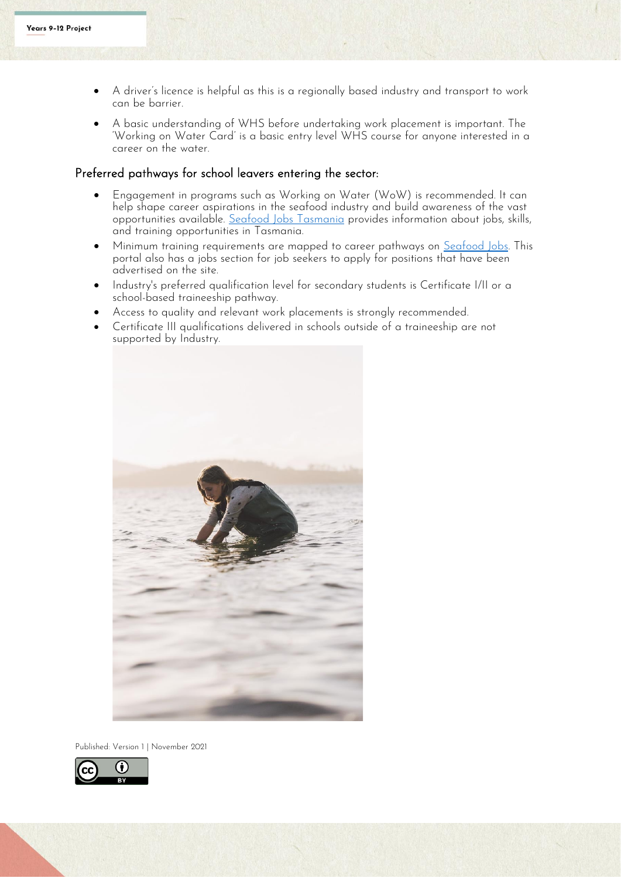- A driver's licence is helpful as this is a regionally based industry and transport to work can be barrier.
- A basic understanding of WHS before undertaking work placement is important. The 'Working on Water Card' is a basic entry level WHS course for anyone interested in a career on the water.

## Preferred pathways for school leavers entering the sector:

- Engagement in programs such as Working on Water (WoW) is recommended. It can help shape career aspirations in the seafood industry and build awareness of the vast opportunities available. Seafood Jobs Tasmania provides information about jobs, skills, and training opportunities in Tasmania.
- Minimum training requirements are mapped to career pathways on Seafood Jobs. This portal also has a jobs section for job seekers to apply for positions that have been advertised on the site.
- Industry's preferred qualification level for secondary students is Certificate I/II or a school-based traineeship pathway.
- Access to quality and relevant work placements is strongly recommended.
- Certificate III qualifications delivered in schools outside of a traineeship are not supported by Industry.

Published: Version 1 | November 2021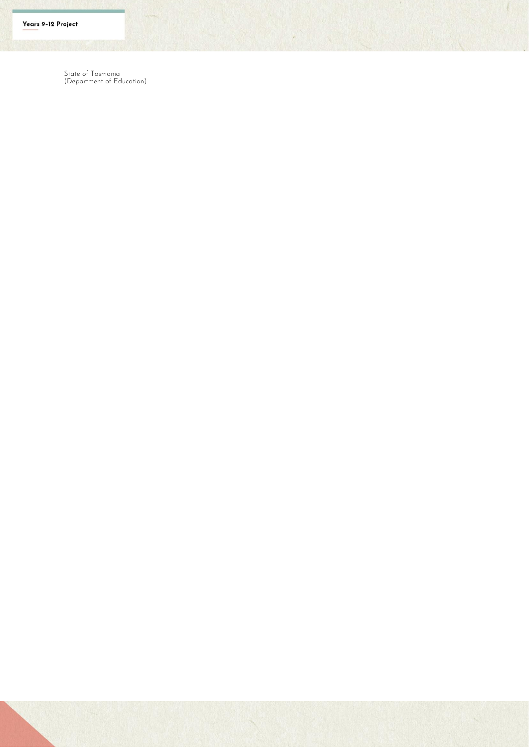State of Tasmania
(Department of Education)